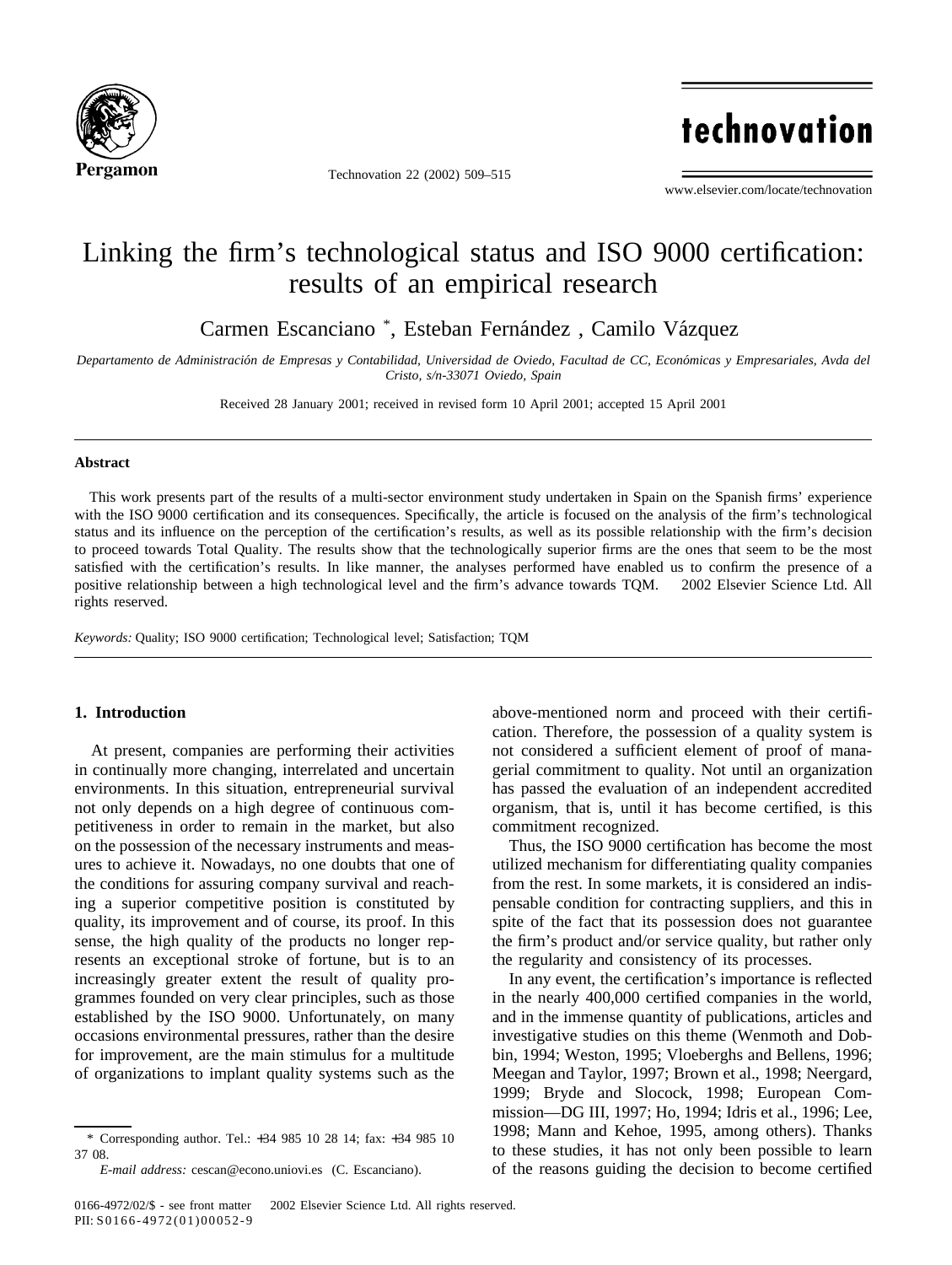# Linking the firm's technological status and ISO 9000 certification: results of an empirical research

Carmen Escanciano *, Esteban Fernández , Camilo Vázquez

*Departamento de Administración de Empresas y Contabilidad, Universidad de Oviedo, Facultad de CC, Económicas y Empresariales, Avda del Cristo, s/n-33071 Oviedo, Spain*

Received 28 January 2001; received in revised form 10 April 2001; accepted 15 April 2001

## Abstract

This work presents part of the results of a multi-sector environment study undertaken in Spain on the Spanish firms' experience with the ISO 9000 certification and its consequences. Specifically, the article is focused on the analysis of the firm's technological status and its influence on the perception of the certification's results, as well as its possible relationship with the firm's decision to proceed towards Total Quality. The results show that the technologically superior firms are the ones that seem to be the most satisfied with the certification's results. In like manner, the analyses performed have enabled us to confirm the presence of a positive relationship between a high technological level and the firm's advance towards TQM. © 2002 Elsevier Science Ltd. All rights reserved.

*Keywords:* Quality; ISO 9000 certification; Technological level; Satisfaction; TQM

## 1. Introduction

At present, companies are performing their activities in continually more changing, interrelated and uncertain environments. In this situation, entrepreneurial survival not only depends on a high degree of continuous competitiveness in order to remain in the market, but also on the possession of the necessary instruments and measures to achieve it. Nowadays, no one doubts that one of the conditions for assuring company survival and reaching a superior competitive position is constituted by quality, its improvement and of course, its proof. In this sense, the high quality of the products no longer represents an exceptional stroke of fortune, but is to an increasingly greater extent the result of quality programmes founded on very clear principles, such as those established by the ISO 9000. Unfortunately, on many occasions environmental pressures, rather than the desire for improvement, are the main stimulus for a multitude of organizations to implant quality systems such as the above-mentioned norm and proceed with their certification. Therefore, the possession of a quality system is not considered a sufficient element of proof of managerial commitment to quality. Not until an organization has passed the evaluation of an independent accredited organism, that is, until it has become certified, is this commitment recognized.

Thus, the ISO 9000 certification has become the most utilized mechanism for differentiating quality companies from the rest. In some markets, it is considered an indispensable condition for contracting suppliers, and this in spite of the fact that its possession does not guarantee the firm's product and/or service quality, but rather only the regularity and consistency of its processes.

In any event, the certification's importance is reflected in the nearly 400,000 certified companies in the world, and in the immense quantity of publications, articles and investigative studies on this theme (Wenmoth and Dobbin, 1994; Weston, 1995; Vloeberghs and Bellens, 1996; Meegan and Taylor, 1997; Brown et al., 1998; Neergard, 1999; Bryde and Slocock, 1998; European Commission—DG III, 1997; Ho, 1994; Idris et al., 1996; Lee, 1998; Mann and Kehoe, 1995, among others). Thanks to these studies, it has not only been possible to learn of the reasons guiding the decision to become certified

* Corresponding author. Tel.: +34 985 10 28 14; fax: +34 985 10 37 08.

*E-mail address:* cescan@econo.uniovi.es (C. Escanciano).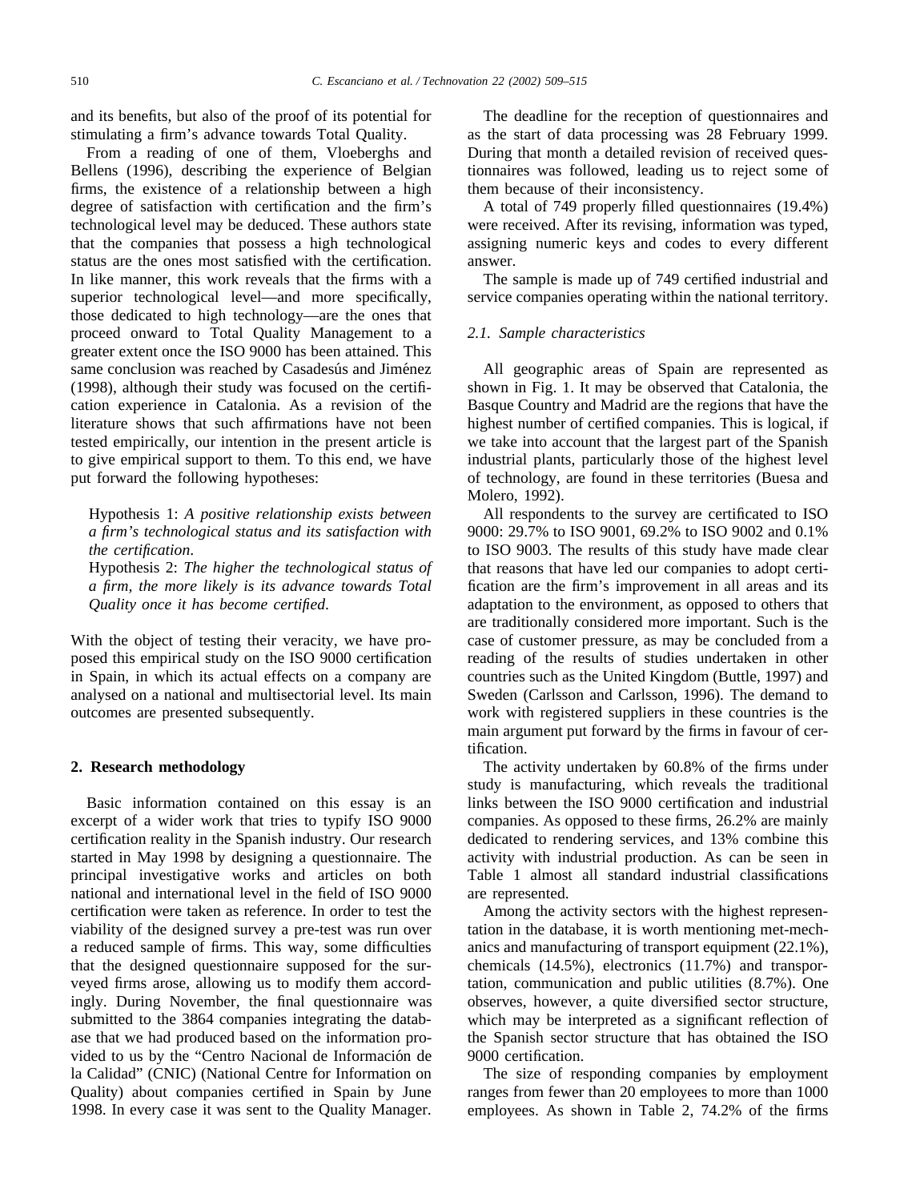and its benefits, but also of the proof of its potential for stimulating a firm's advance towards Total Quality.

From a reading of one of them, Vloeberghs and Bellens (1996), describing the experience of Belgian firms, the existence of a relationship between a high degree of satisfaction with certification and the firm's technological level may be deduced. These authors state that the companies that possess a high technological status are the ones most satisfied with the certification. In like manner, this work reveals that the firms with a superior technological level—and more specifically, those dedicated to high technology—are the ones that proceed onward to Total Quality Management to a greater extent once the ISO 9000 has been attained. This same conclusion was reached by Casadesús and Jiménez (1998), although their study was focused on the certification experience in Catalonia. As a revision of the literature shows that such affirmations have not been tested empirically, our intention in the present article is to give empirical support to them. To this end, we have put forward the following hypotheses:

> Hypothesis 1: *A positive relationship exists between a firm's technological status and its satisfaction with the certification.*
>
> Hypothesis 2: *The higher the technological status of a firm, the more likely is its advance towards Total Quality once it has become certified.*

With the object of testing their veracity, we have proposed this empirical study on the ISO 9000 certification in Spain, in which its actual effects on a company are analysed on a national and multisectorial level. Its main outcomes are presented subsequently.

## 2. Research methodology

Basic information contained on this essay is an excerpt of a wider work that tries to typify ISO 9000 certification reality in the Spanish industry. Our research started in May 1998 by designing a questionnaire. The principal investigative works and articles on both national and international level in the field of ISO 9000 certification were taken as reference. In order to test the viability of the designed survey a pre-test was run over a reduced sample of firms. This way, some difficulties that the designed questionnaire supposed for the surveyed firms arose, allowing us to modify them accordingly. During November, the final questionnaire was submitted to the 3864 companies integrating the database that we had produced based on the information provided to us by the "Centro Nacional de Información de la Calidad" (CNIC) (National Centre for Information on Quality) about companies certified in Spain by June 1998. In every case it was sent to the Quality Manager.

The deadline for the reception of questionnaires and as the start of data processing was 28 February 1999. During that month a detailed revision of received questionnaires was followed, leading us to reject some of them because of their inconsistency.

A total of 749 properly filled questionnaires (19.4%) were received. After its revising, information was typed, assigning numeric keys and codes to every different answer.

The sample is made up of 749 certified industrial and service companies operating within the national territory.

### 2.1. Sample characteristics

All geographic areas of Spain are represented as shown in Fig. 1. It may be observed that Catalonia, the Basque Country and Madrid are the regions that have the highest number of certified companies. This is logical, if we take into account that the largest part of the Spanish industrial plants, particularly those of the highest level of technology, are found in these territories (Buesa and Molero, 1992).

All respondents to the survey are certificated to ISO 9000: 29.7% to ISO 9001, 69.2% to ISO 9002 and 0.1% to ISO 9003. The results of this study have made clear that reasons that have led our companies to adopt certification are the firm's improvement in all areas and its adaptation to the environment, as opposed to others that are traditionally considered more important. Such is the case of customer pressure, as may be concluded from a reading of the results of studies undertaken in other countries such as the United Kingdom (Buttle, 1997) and Sweden (Carlsson and Carlsson, 1996). The demand to work with registered suppliers in these countries is the main argument put forward by the firms in favour of certification.

The activity undertaken by 60.8% of the firms under study is manufacturing, which reveals the traditional links between the ISO 9000 certification and industrial companies. As opposed to these firms, 26.2% are mainly dedicated to rendering services, and 13% combine this activity with industrial production. As can be seen in Table 1 almost all standard industrial classifications are represented.

Among the activity sectors with the highest representation in the database, it is worth mentioning met-mechanics and manufacturing of transport equipment (22.1%), chemicals (14.5%), electronics (11.7%) and transportation, communication and public utilities (8.7%). One observes, however, a quite diversified sector structure, which may be interpreted as a significant reflection of the Spanish sector structure that has obtained the ISO 9000 certification.

The size of responding companies by employment ranges from fewer than 20 employees to more than 1000 employees. As shown in Table 2, 74.2% of the firms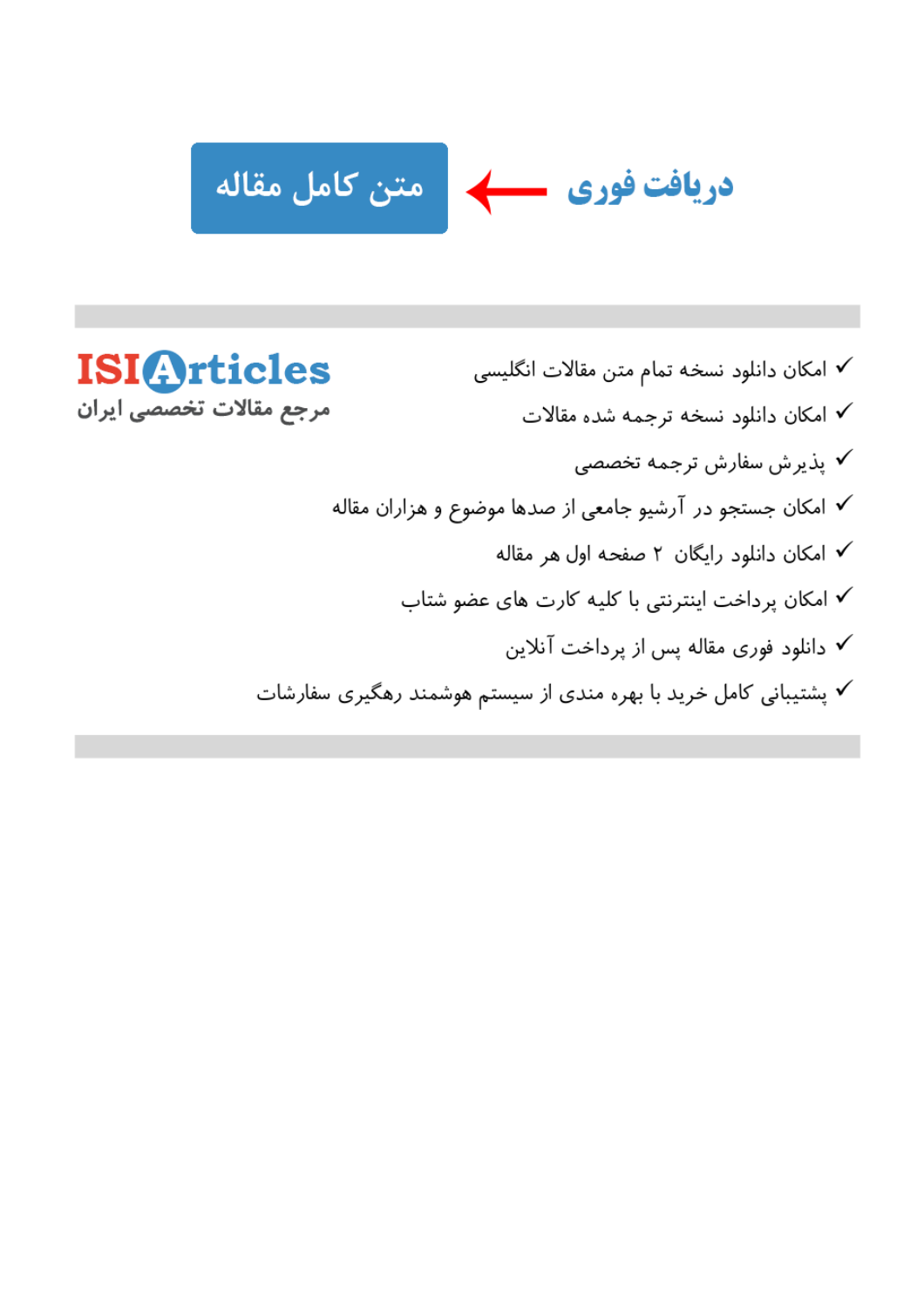دریافت فوری ← متن کامل مقاله

ISIArticles
مرجع مقالات تخصصی ایران

- ✓ امکان دانلود نسخه تمام متن مقالات انگلیسی
- ✓ امکان دانلود نسخه ترجمه شده مقالات
- ✓ پذیرش سفارش ترجمه تخصصی
- ✓ امکان جستجو در آرشیو جامعی از صدها موضوع و هزاران مقاله
- ✓ امکان دانلود رایگان ۲ صفحه اول هر مقاله
- ✓ امکان پرداخت اینترنتی با کلیه کارت های عضو شتاب
- ✓ دانلود فوری مقاله پس از پرداخت آنلاین
- ✓ پشتیبانی کامل خرید با بهره مندی از سیستم هوشمند رهگیری سفارشات